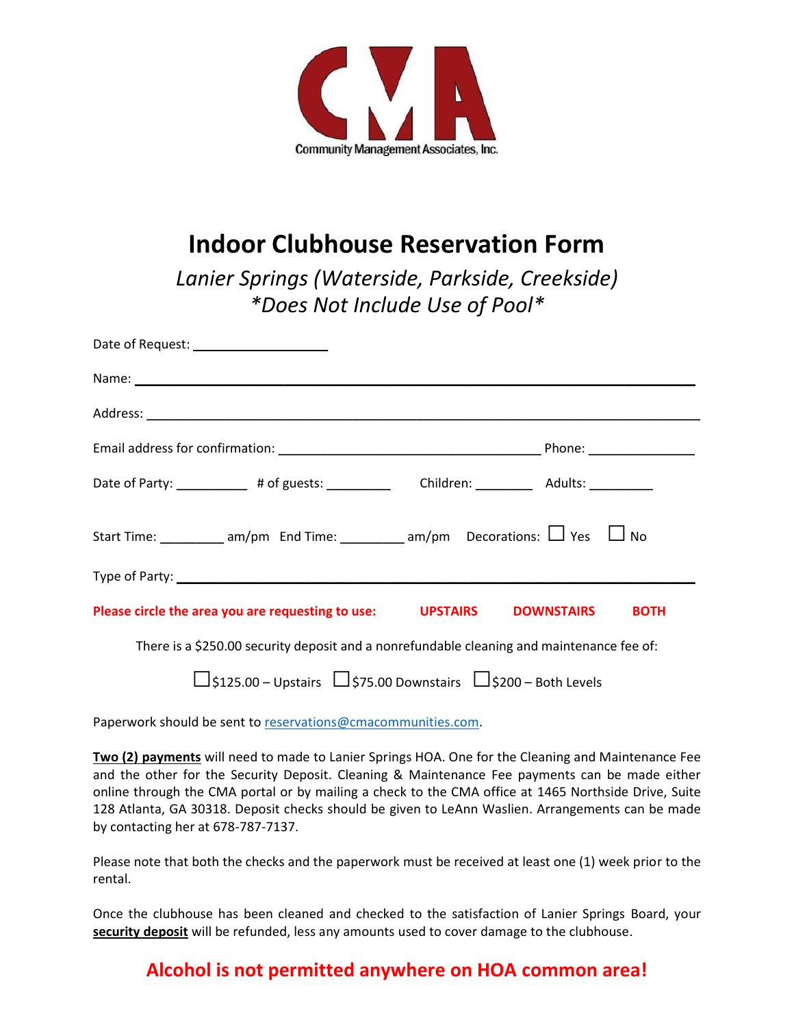CMA
Community Management Associates, Inc.

# Indoor Clubhouse Reservation Form

*Lanier Springs (Waterside, Parkside, Creekside)*
*\*Does Not Include Use of Pool\**

Date of Request: ___________________

Name: ___________________________________________________________________________

Address: _________________________________________________________________________

Email address for confirmation: ___________________________________ Phone: _______________

Date of Party: __________ # of guests: _________ Children: ________ Adults: _________

Start Time: _________ am/pm End Time: _________ am/pm Decorations: ☐ Yes ☐ No

Type of Party: ___________________________________________________________________

**Please circle the area you are requesting to use: UPSTAIRS DOWNSTAIRS BOTH**

There is a $250.00 security deposit and a nonrefundable cleaning and maintenance fee of:

☐ $125.00 – Upstairs ☐ $75.00 Downstairs ☐ $200 – Both Levels

Paperwork should be sent to reservations@cmacommunities.com.

**Two (2) payments** will need to made to Lanier Springs HOA. One for the Cleaning and Maintenance Fee and the other for the Security Deposit. Cleaning & Maintenance Fee payments can be made either online through the CMA portal or by mailing a check to the CMA office at 1465 Northside Drive, Suite 128 Atlanta, GA 30318. Deposit checks should be given to LeAnn Waslien. Arrangements can be made by contacting her at 678-787-7137.

Please note that both the checks and the paperwork must be received at least one (1) week prior to the rental.

Once the clubhouse has been cleaned and checked to the satisfaction of Lanier Springs Board, your **security deposit** will be refunded, less any amounts used to cover damage to the clubhouse.

**Alcohol is not permitted anywhere on HOA common area!**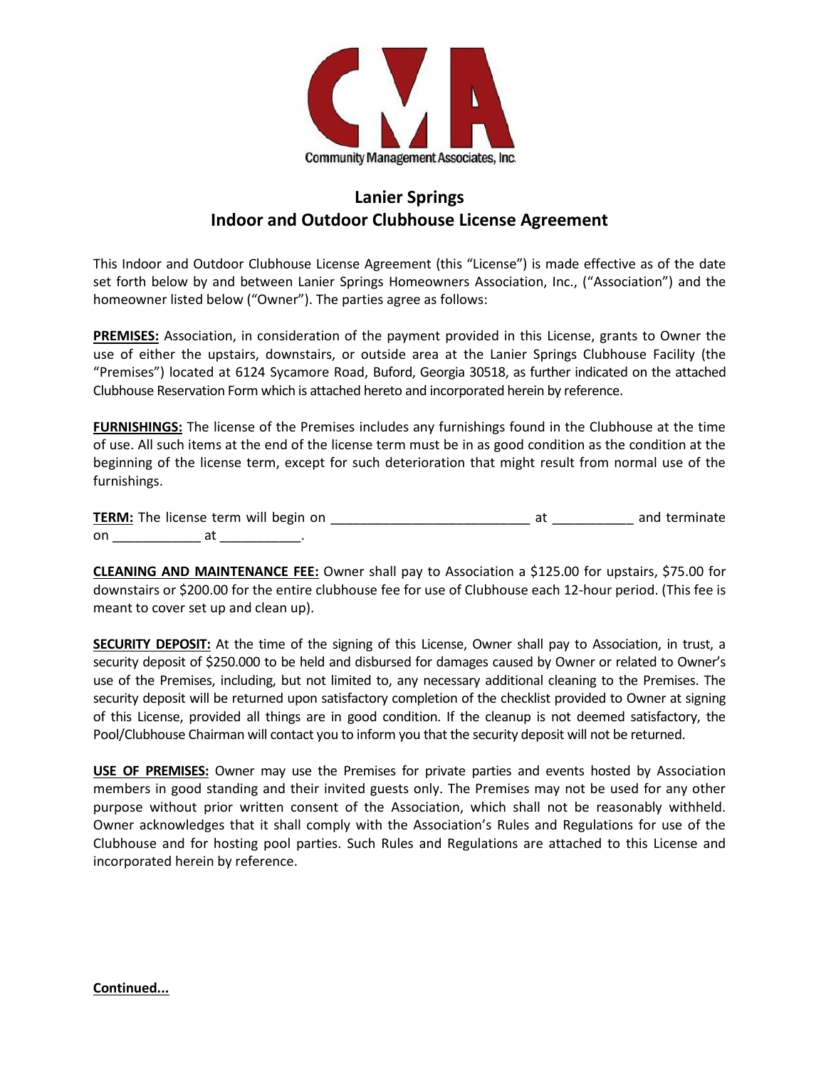Community Management Associates, Inc.

## Lanier Springs
## Indoor and Outdoor Clubhouse License Agreement

This Indoor and Outdoor Clubhouse License Agreement (this "License") is made effective as of the date set forth below by and between Lanier Springs Homeowners Association, Inc., ("Association") and the homeowner listed below ("Owner"). The parties agree as follows:

**PREMISES:** Association, in consideration of the payment provided in this License, grants to Owner the use of either the upstairs, downstairs, or outside area at the Lanier Springs Clubhouse Facility (the "Premises") located at 6124 Sycamore Road, Buford, Georgia 30518, as further indicated on the attached Clubhouse Reservation Form which is attached hereto and incorporated herein by reference.

**FURNISHINGS:** The license of the Premises includes any furnishings found in the Clubhouse at the time of use. All such items at the end of the license term must be in as good condition as the condition at the beginning of the license term, except for such deterioration that might result from normal use of the furnishings.

**TERM:** The license term will begin on ___________________________ at ___________ and terminate on ____________ at ___________.

**CLEANING AND MAINTENANCE FEE:** Owner shall pay to Association a $125.00 for upstairs, $75.00 for downstairs or $200.00 for the entire clubhouse fee for use of Clubhouse each 12-hour period. (This fee is meant to cover set up and clean up).

**SECURITY DEPOSIT:** At the time of the signing of this License, Owner shall pay to Association, in trust, a security deposit of $250.000 to be held and disbursed for damages caused by Owner or related to Owner's use of the Premises, including, but not limited to, any necessary additional cleaning to the Premises. The security deposit will be returned upon satisfactory completion of the checklist provided to Owner at signing of this License, provided all things are in good condition. If the cleanup is not deemed satisfactory, the Pool/Clubhouse Chairman will contact you to inform you that the security deposit will not be returned.

**USE OF PREMISES:** Owner may use the Premises for private parties and events hosted by Association members in good standing and their invited guests only. The Premises may not be used for any other purpose without prior written consent of the Association, which shall not be reasonably withheld. Owner acknowledges that it shall comply with the Association's Rules and Regulations for use of the Clubhouse and for hosting pool parties. Such Rules and Regulations are attached to this License and incorporated herein by reference.

**Continued...**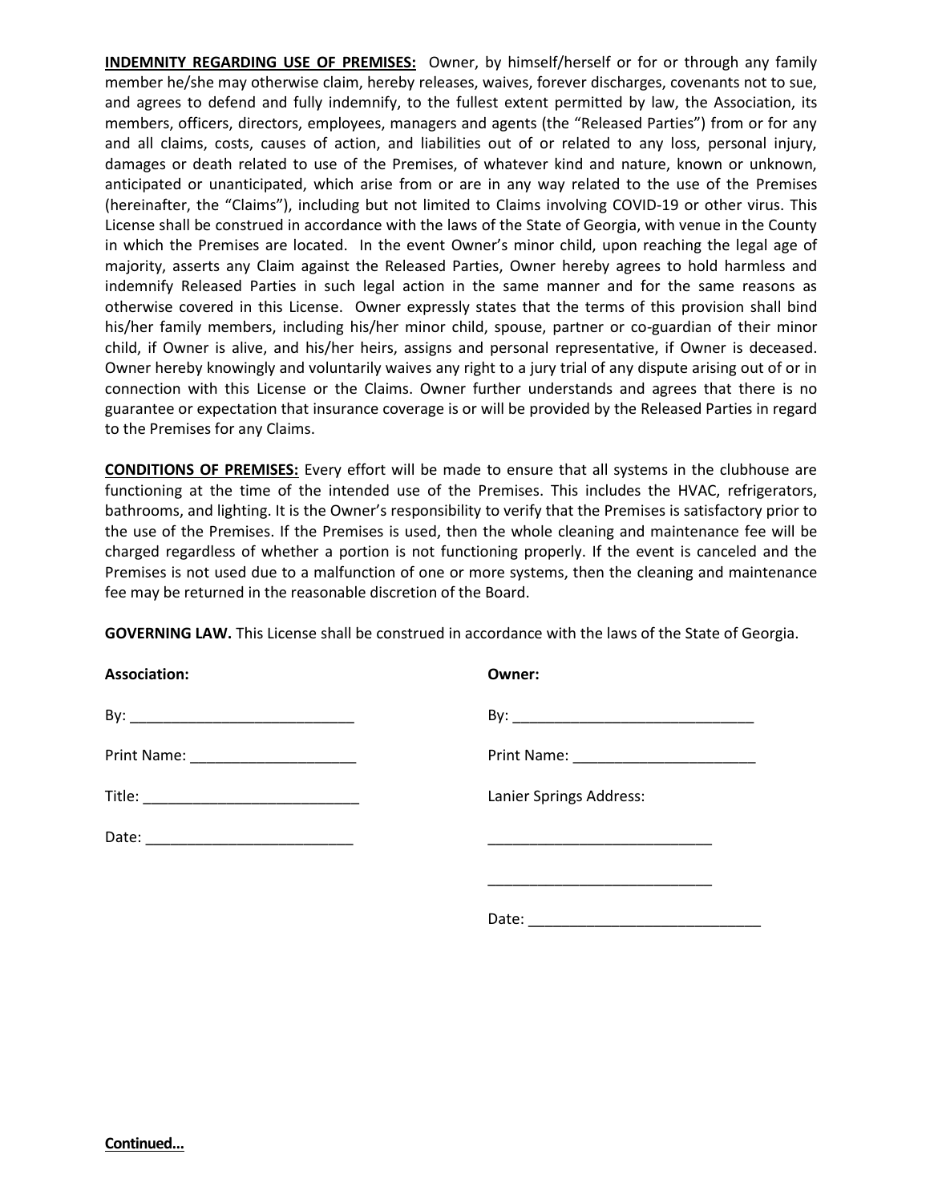**INDEMNITY REGARDING USE OF PREMISES:** Owner, by himself/herself or for or through any family member he/she may otherwise claim, hereby releases, waives, forever discharges, covenants not to sue, and agrees to defend and fully indemnify, to the fullest extent permitted by law, the Association, its members, officers, directors, employees, managers and agents (the "Released Parties") from or for any and all claims, costs, causes of action, and liabilities out of or related to any loss, personal injury, damages or death related to use of the Premises, of whatever kind and nature, known or unknown, anticipated or unanticipated, which arise from or are in any way related to the use of the Premises (hereinafter, the "Claims"), including but not limited to Claims involving COVID-19 or other virus. This License shall be construed in accordance with the laws of the State of Georgia, with venue in the County in which the Premises are located. In the event Owner's minor child, upon reaching the legal age of majority, asserts any Claim against the Released Parties, Owner hereby agrees to hold harmless and indemnify Released Parties in such legal action in the same manner and for the same reasons as otherwise covered in this License. Owner expressly states that the terms of this provision shall bind his/her family members, including his/her minor child, spouse, partner or co-guardian of their minor child, if Owner is alive, and his/her heirs, assigns and personal representative, if Owner is deceased. Owner hereby knowingly and voluntarily waives any right to a jury trial of any dispute arising out of or in connection with this License or the Claims. Owner further understands and agrees that there is no guarantee or expectation that insurance coverage is or will be provided by the Released Parties in regard to the Premises for any Claims.

**CONDITIONS OF PREMISES:** Every effort will be made to ensure that all systems in the clubhouse are functioning at the time of the intended use of the Premises. This includes the HVAC, refrigerators, bathrooms, and lighting. It is the Owner's responsibility to verify that the Premises is satisfactory prior to the use of the Premises. If the Premises is used, then the whole cleaning and maintenance fee will be charged regardless of whether a portion is not functioning properly. If the event is canceled and the Premises is not used due to a malfunction of one or more systems, then the cleaning and maintenance fee may be returned in the reasonable discretion of the Board.

**GOVERNING LAW.** This License shall be construed in accordance with the laws of the State of Georgia.

**Association:**

By: ___________________________

Print Name: ____________________

Title: __________________________

Date: __________________________

**Owner:**

By: _____________________________

Print Name: ______________________

Lanier Springs Address:

___________________________

___________________________

Date: ____________________________

**Continued...**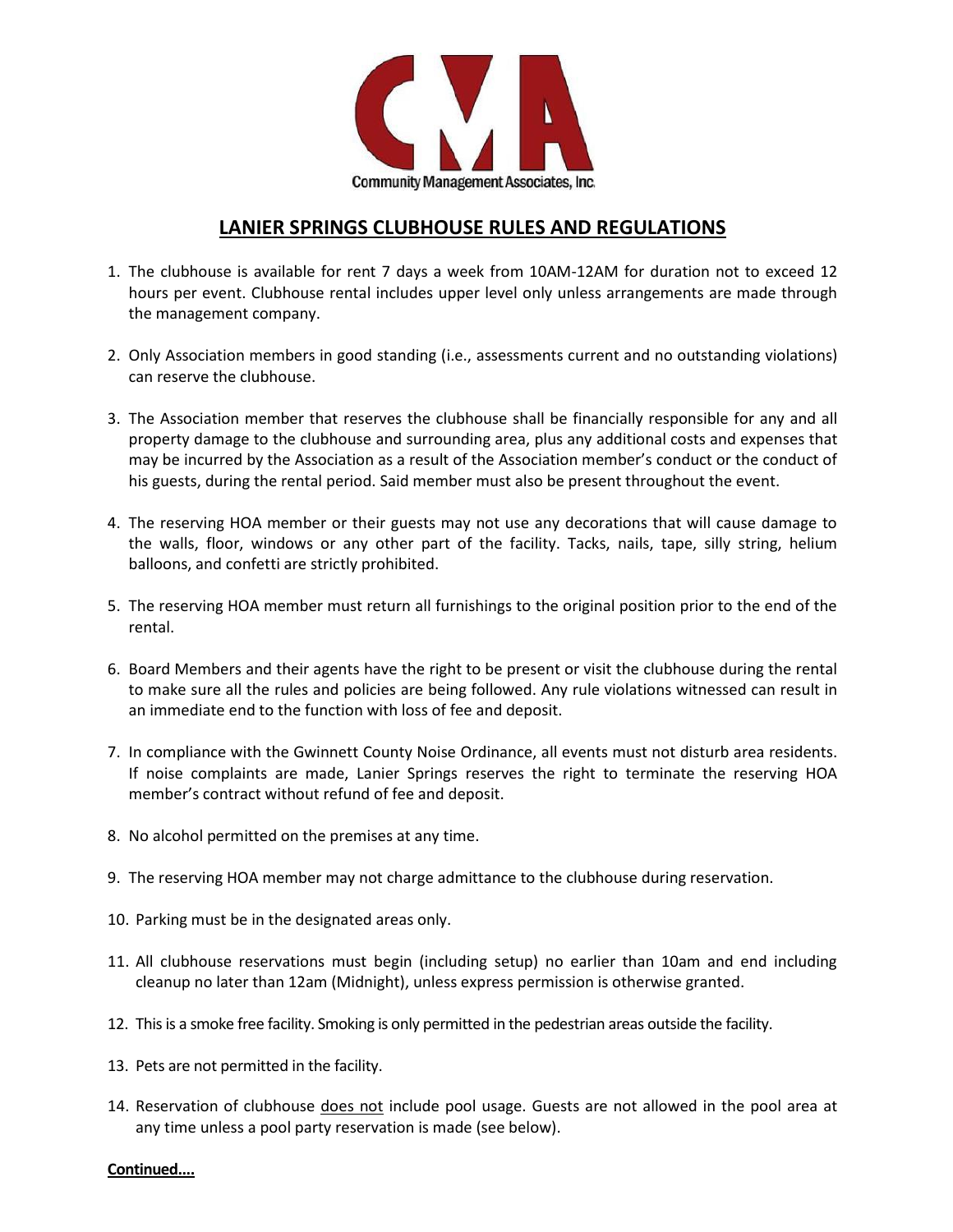Community Management Associates, Inc.

# LANIER SPRINGS CLUBHOUSE RULES AND REGULATIONS

1. The clubhouse is available for rent 7 days a week from 10AM-12AM for duration not to exceed 12 hours per event. Clubhouse rental includes upper level only unless arrangements are made through the management company.

2. Only Association members in good standing (i.e., assessments current and no outstanding violations) can reserve the clubhouse.

3. The Association member that reserves the clubhouse shall be financially responsible for any and all property damage to the clubhouse and surrounding area, plus any additional costs and expenses that may be incurred by the Association as a result of the Association member's conduct or the conduct of his guests, during the rental period. Said member must also be present throughout the event.

4. The reserving HOA member or their guests may not use any decorations that will cause damage to the walls, floor, windows or any other part of the facility. Tacks, nails, tape, silly string, helium balloons, and confetti are strictly prohibited.

5. The reserving HOA member must return all furnishings to the original position prior to the end of the rental.

6. Board Members and their agents have the right to be present or visit the clubhouse during the rental to make sure all the rules and policies are being followed. Any rule violations witnessed can result in an immediate end to the function with loss of fee and deposit.

7. In compliance with the Gwinnett County Noise Ordinance, all events must not disturb area residents. If noise complaints are made, Lanier Springs reserves the right to terminate the reserving HOA member's contract without refund of fee and deposit.

8. No alcohol permitted on the premises at any time.

9. The reserving HOA member may not charge admittance to the clubhouse during reservation.

10. Parking must be in the designated areas only.

11. All clubhouse reservations must begin (including setup) no earlier than 10am and end including cleanup no later than 12am (Midnight), unless express permission is otherwise granted.

12. This is a smoke free facility. Smoking is only permitted in the pedestrian areas outside the facility.

13. Pets are not permitted in the facility.

14. Reservation of clubhouse does not include pool usage. Guests are not allowed in the pool area at any time unless a pool party reservation is made (see below).

**Continued....**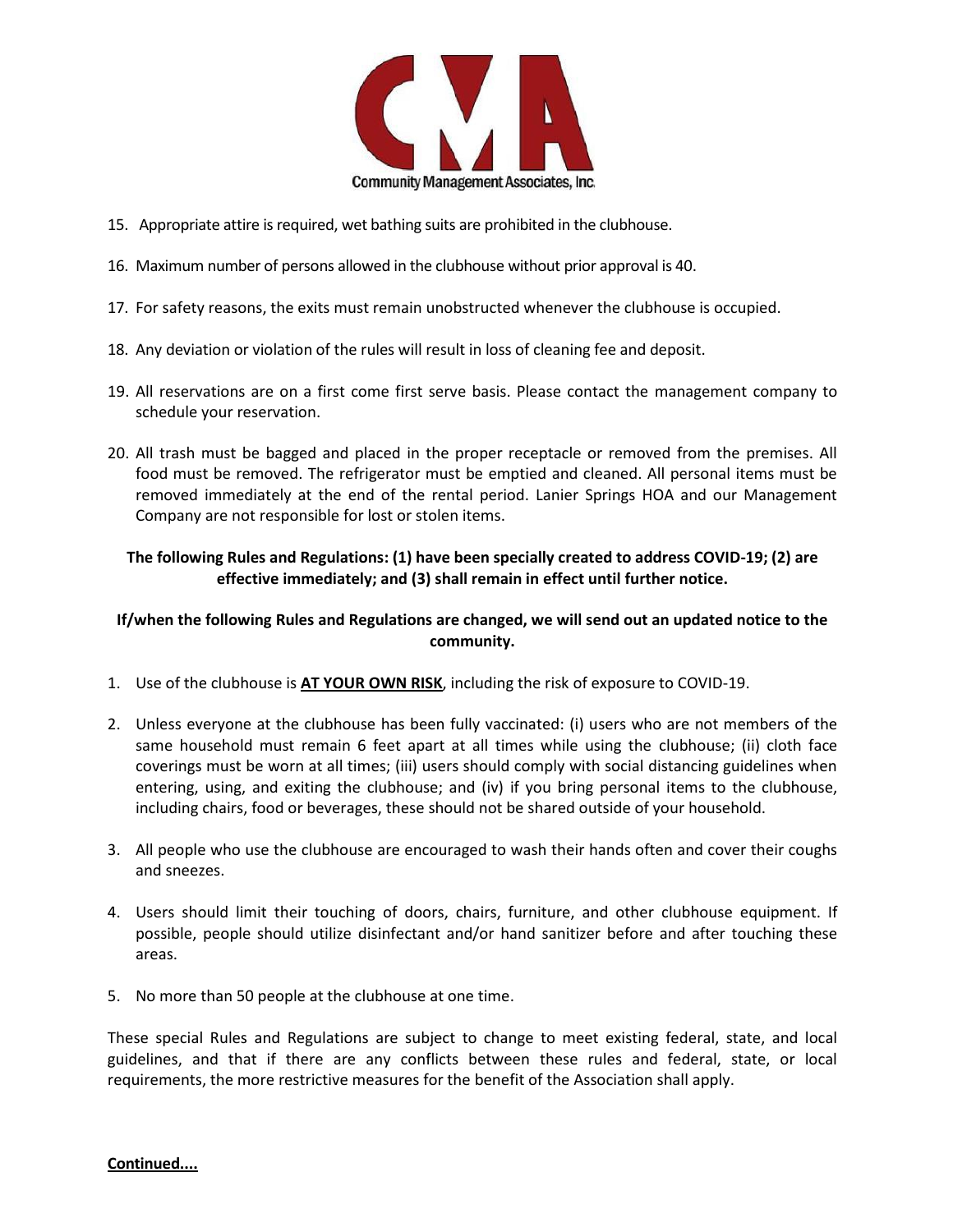15. Appropriate attire is required, wet bathing suits are prohibited in the clubhouse.

16. Maximum number of persons allowed in the clubhouse without prior approval is 40.

17. For safety reasons, the exits must remain unobstructed whenever the clubhouse is occupied.

18. Any deviation or violation of the rules will result in loss of cleaning fee and deposit.

19. All reservations are on a first come first serve basis. Please contact the management company to schedule your reservation.

20. All trash must be bagged and placed in the proper receptacle or removed from the premises. All food must be removed. The refrigerator must be emptied and cleaned. All personal items must be removed immediately at the end of the rental period. Lanier Springs HOA and our Management Company are not responsible for lost or stolen items.

**The following Rules and Regulations: (1) have been specially created to address COVID-19; (2) are effective immediately; and (3) shall remain in effect until further notice.**

**If/when the following Rules and Regulations are changed, we will send out an updated notice to the community.**

1. Use of the clubhouse is **AT YOUR OWN RISK**, including the risk of exposure to COVID-19.

2. Unless everyone at the clubhouse has been fully vaccinated: (i) users who are not members of the same household must remain 6 feet apart at all times while using the clubhouse; (ii) cloth face coverings must be worn at all times; (iii) users should comply with social distancing guidelines when entering, using, and exiting the clubhouse; and (iv) if you bring personal items to the clubhouse, including chairs, food or beverages, these should not be shared outside of your household.

3. All people who use the clubhouse are encouraged to wash their hands often and cover their coughs and sneezes.

4. Users should limit their touching of doors, chairs, furniture, and other clubhouse equipment. If possible, people should utilize disinfectant and/or hand sanitizer before and after touching these areas.

5. No more than 50 people at the clubhouse at one time.

These special Rules and Regulations are subject to change to meet existing federal, state, and local guidelines, and that if there are any conflicts between these rules and federal, state, or local requirements, the more restrictive measures for the benefit of the Association shall apply.

**Continued....**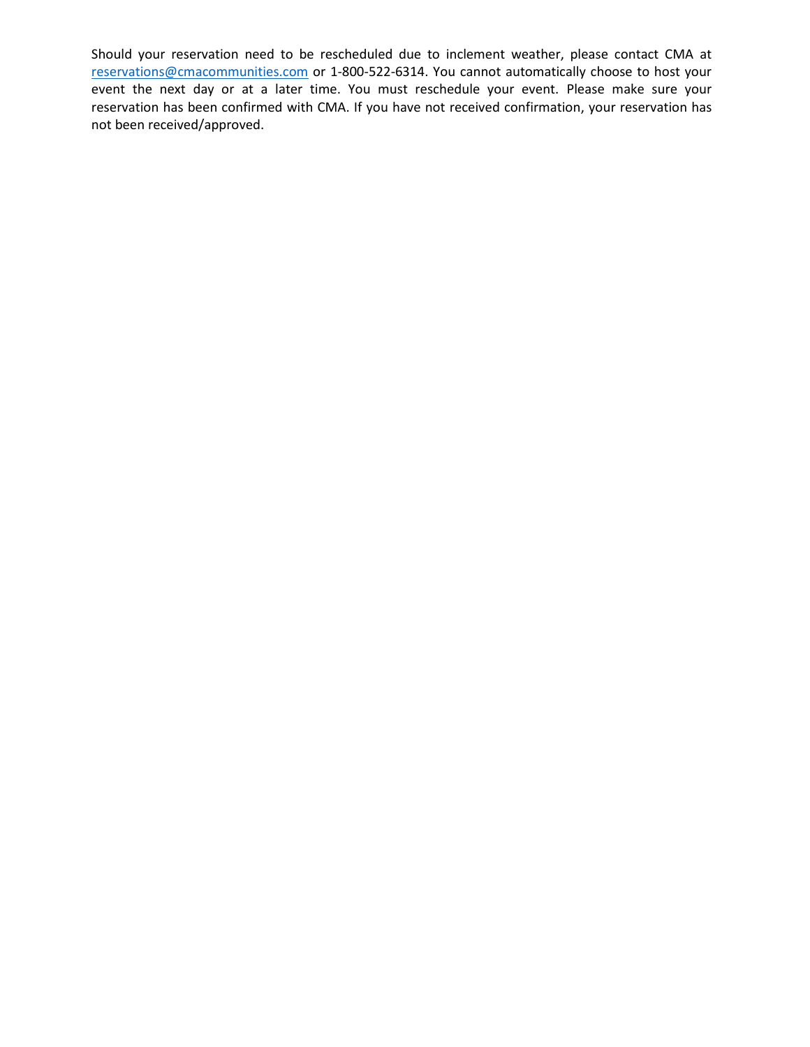Should your reservation need to be rescheduled due to inclement weather, please contact CMA at reservations@cmacommunities.com or 1-800-522-6314. You cannot automatically choose to host your event the next day or at a later time. You must reschedule your event. Please make sure your reservation has been confirmed with CMA. If you have not received confirmation, your reservation has not been received/approved.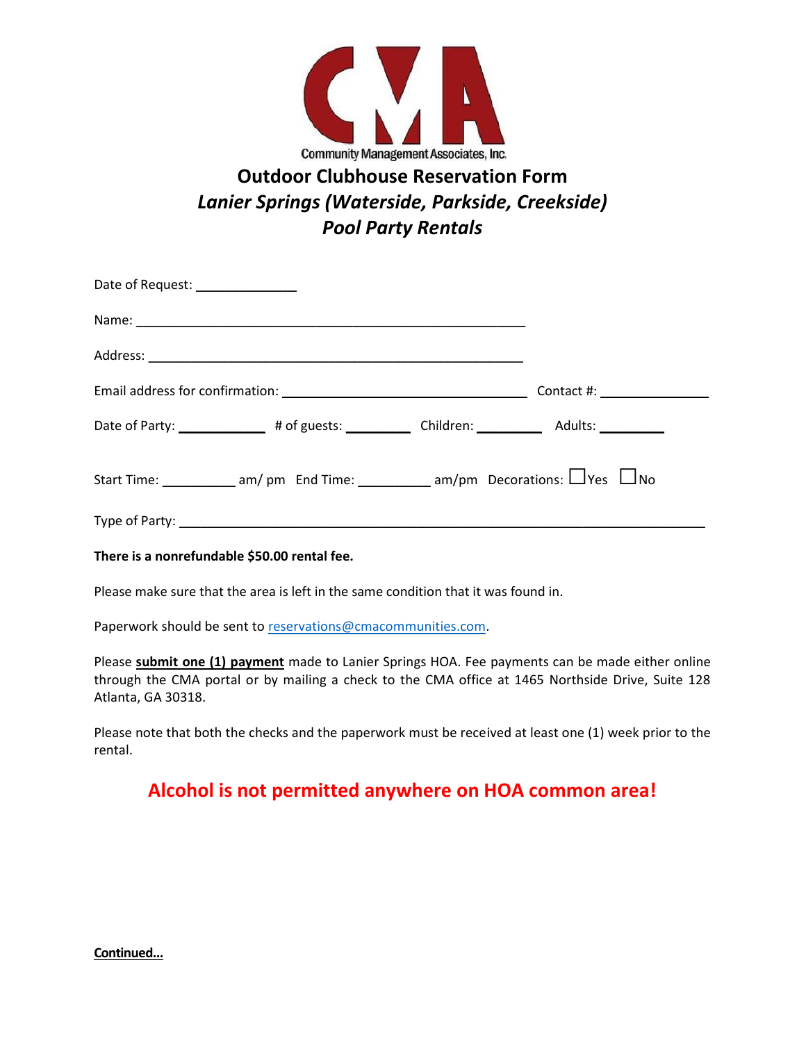Community Management Associates, Inc.

# Outdoor Clubhouse Reservation Form

## *Lanier Springs (Waterside, Parkside, Creekside)*

## *Pool Party Rentals*

Date of Request: _______________

Name: ___________________________________________________________

Address: _________________________________________________________

Email address for confirmation: _____________________________________ Contact #: ________________

Date of Party: _____________ # of guests: __________ Children: __________ Adults: __________

Start Time: ___________ am/ pm End Time: ___________ am/pm Decorations: ☐ Yes ☐ No

Type of Party: ________________________________________________________________________________

**There is a nonrefundable $50.00 rental fee.**

Please make sure that the area is left in the same condition that it was found in.

Paperwork should be sent to reservations@cmacommunities.com.

Please **submit one (1) payment** made to Lanier Springs HOA. Fee payments can be made either online through the CMA portal or by mailing a check to the CMA office at 1465 Northside Drive, Suite 128 Atlanta, GA 30318.

Please note that both the checks and the paperwork must be received at least one (1) week prior to the rental.

**Alcohol is not permitted anywhere on HOA common area!**

**Continued…**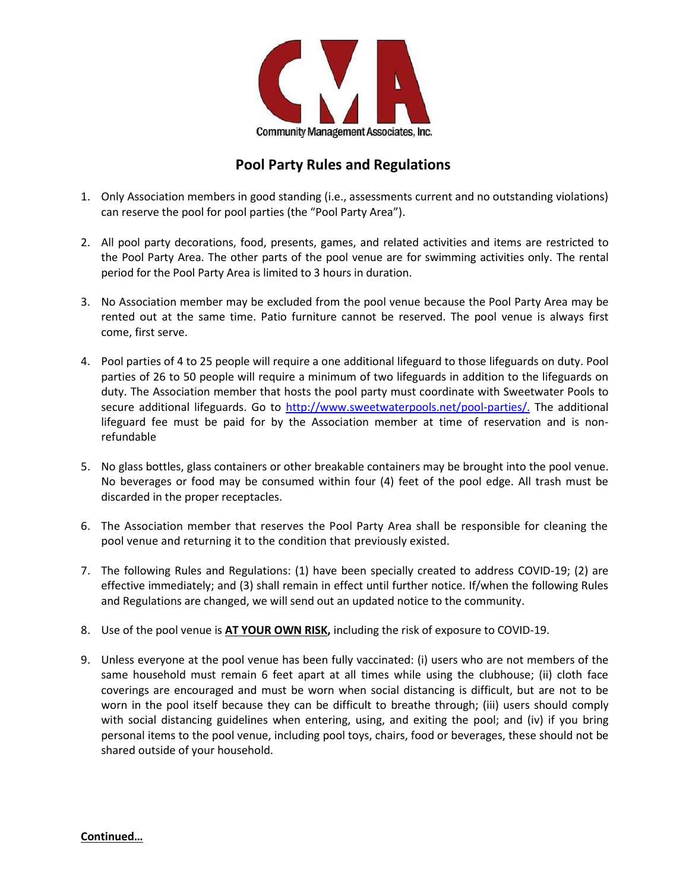Community Management Associates, Inc.

## Pool Party Rules and Regulations

1. Only Association members in good standing (i.e., assessments current and no outstanding violations) can reserve the pool for pool parties (the "Pool Party Area").

2. All pool party decorations, food, presents, games, and related activities and items are restricted to the Pool Party Area. The other parts of the pool venue are for swimming activities only. The rental period for the Pool Party Area is limited to 3 hours in duration.

3. No Association member may be excluded from the pool venue because the Pool Party Area may be rented out at the same time. Patio furniture cannot be reserved. The pool venue is always first come, first serve.

4. Pool parties of 4 to 25 people will require a one additional lifeguard to those lifeguards on duty. Pool parties of 26 to 50 people will require a minimum of two lifeguards in addition to the lifeguards on duty. The Association member that hosts the pool party must coordinate with Sweetwater Pools to secure additional lifeguards. Go to [http://www.sweetwaterpools.net/pool-parties/.](http://www.sweetwaterpools.net/pool-parties/) The additional lifeguard fee must be paid for by the Association member at time of reservation and is non-refundable

5. No glass bottles, glass containers or other breakable containers may be brought into the pool venue. No beverages or food may be consumed within four (4) feet of the pool edge. All trash must be discarded in the proper receptacles.

6. The Association member that reserves the Pool Party Area shall be responsible for cleaning the pool venue and returning it to the condition that previously existed.

7. The following Rules and Regulations: (1) have been specially created to address COVID-19; (2) are effective immediately; and (3) shall remain in effect until further notice. If/when the following Rules and Regulations are changed, we will send out an updated notice to the community.

8. Use of the pool venue is **AT YOUR OWN RISK,** including the risk of exposure to COVID-19.

9. Unless everyone at the pool venue has been fully vaccinated: (i) users who are not members of the same household must remain 6 feet apart at all times while using the clubhouse; (ii) cloth face coverings are encouraged and must be worn when social distancing is difficult, but are not to be worn in the pool itself because they can be difficult to breathe through; (iii) users should comply with social distancing guidelines when entering, using, and exiting the pool; and (iv) if you bring personal items to the pool venue, including pool toys, chairs, food or beverages, these should not be shared outside of your household.

**Continued…**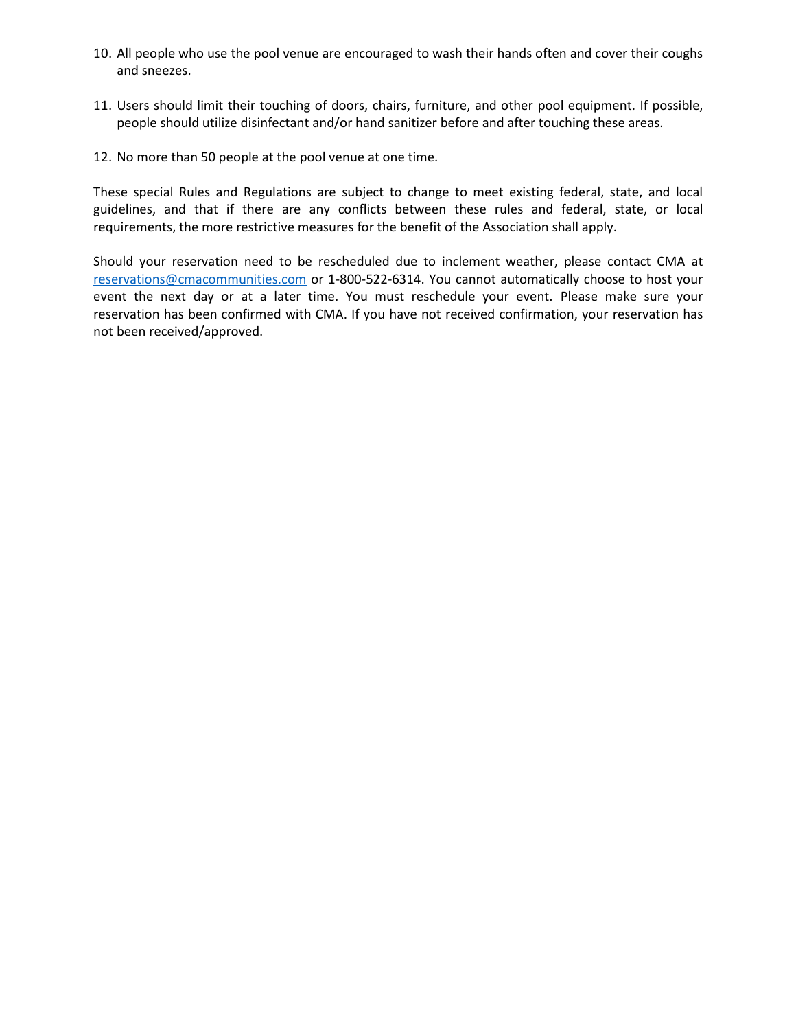10. All people who use the pool venue are encouraged to wash their hands often and cover their coughs and sneezes.

11. Users should limit their touching of doors, chairs, furniture, and other pool equipment. If possible, people should utilize disinfectant and/or hand sanitizer before and after touching these areas.

12. No more than 50 people at the pool venue at one time.

These special Rules and Regulations are subject to change to meet existing federal, state, and local guidelines, and that if there are any conflicts between these rules and federal, state, or local requirements, the more restrictive measures for the benefit of the Association shall apply.

Should your reservation need to be rescheduled due to inclement weather, please contact CMA at reservations@cmacommunities.com or 1-800-522-6314. You cannot automatically choose to host your event the next day or at a later time. You must reschedule your event. Please make sure your reservation has been confirmed with CMA. If you have not received confirmation, your reservation has not been received/approved.